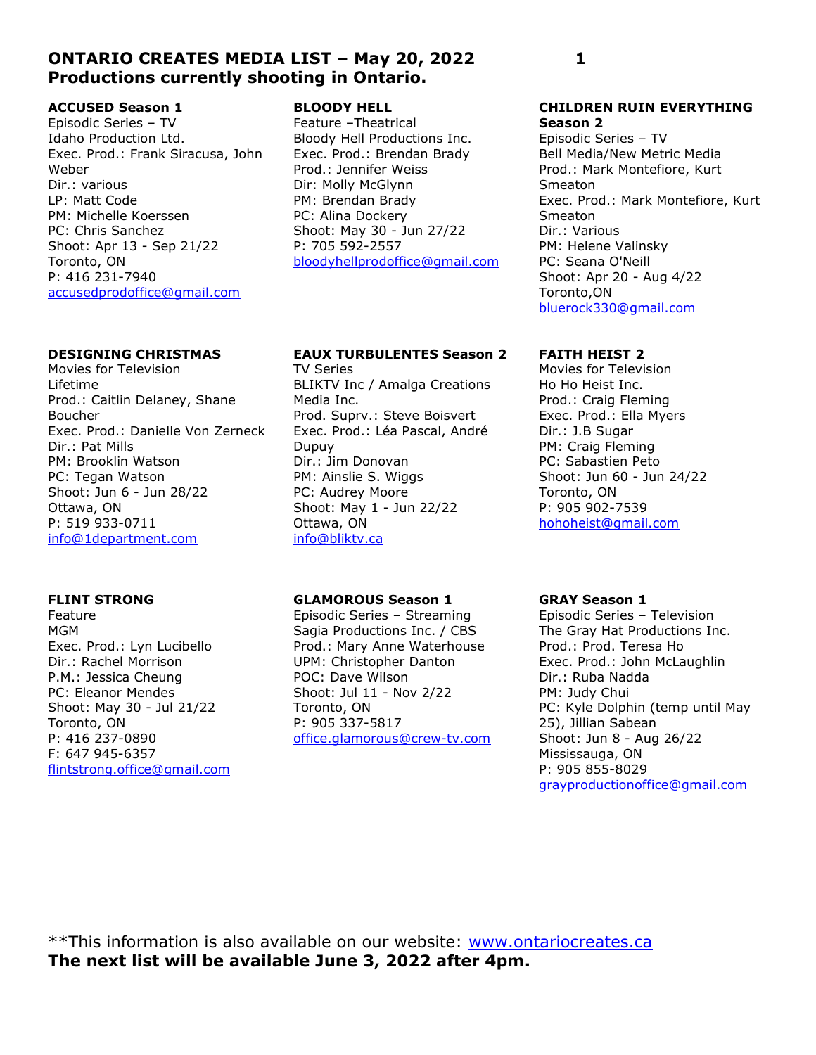# ONTARIO CREATES MEDIA LIST – May 20, 2022
## Productions currently shooting in Ontario.

**ACCUSED Season 1**
Episodic Series – TV
Idaho Production Ltd.
Exec. Prod.: Frank Siracusa, John Weber
Dir.: various
LP: Matt Code
PM: Michelle Koerssen
PC: Chris Sanchez
Shoot: Apr 13 - Sep 21/22
Toronto, ON
P: 416 231-7940
accusedprodoffice@gmail.com

**BLOODY HELL**
Feature –Theatrical
Bloody Hell Productions Inc.
Exec. Prod.: Brendan Brady
Prod.: Jennifer Weiss
Dir: Molly McGlynn
PM: Brendan Brady
PC: Alina Dockery
Shoot: May 30 - Jun 27/22
P: 705 592-2557
bloodyhellprodoffice@gmail.com

**CHILDREN RUIN EVERYTHING Season 2**
Episodic Series – TV
Bell Media/New Metric Media
Prod.: Mark Montefiore, Kurt Smeaton
Exec. Prod.: Mark Montefiore, Kurt Smeaton
Dir.: Various
PM: Helene Valinsky
PC: Seana O'Neill
Shoot: Apr 20 - Aug 4/22
Toronto,ON
bluerock330@gmail.com

**DESIGNING CHRISTMAS**
Movies for Television
Lifetime
Prod.: Caitlin Delaney, Shane Boucher
Exec. Prod.: Danielle Von Zerneck
Dir.: Pat Mills
PM: Brooklin Watson
PC: Tegan Watson
Shoot: Jun 6 - Jun 28/22
Ottawa, ON
P: 519 933-0711
info@1department.com

**EAUX TURBULENTES Season 2**
TV Series
BLIKTV Inc / Amalga Creations Media Inc.
Prod. Suprv.: Steve Boisvert
Exec. Prod.: Léa Pascal, André Dupuy
Dir.: Jim Donovan
PM: Ainslie S. Wiggs
PC: Audrey Moore
Shoot: May 1 - Jun 22/22
Ottawa, ON
info@bliktv.ca

**FAITH HEIST 2**
Movies for Television
Ho Ho Heist Inc.
Prod.: Craig Fleming
Exec. Prod.: Ella Myers
Dir.: J.B Sugar
PM: Craig Fleming
PC: Sabastien Peto
Shoot: Jun 60 - Jun 24/22
Toronto, ON
P: 905 902-7539
hohoheist@gmail.com

**FLINT STRONG**
Feature
MGM
Exec. Prod.: Lyn Lucibello
Dir.: Rachel Morrison
P.M.: Jessica Cheung
PC: Eleanor Mendes
Shoot: May 30 - Jul 21/22
Toronto, ON
P: 416 237-0890
F: 647 945-6357
flintstrong.office@gmail.com

**GLAMOROUS Season 1**
Episodic Series – Streaming
Sagia Productions Inc. / CBS
Prod.: Mary Anne Waterhouse
UPM: Christopher Danton
POC: Dave Wilson
Shoot: Jul 11 - Nov 2/22
Toronto, ON
P: 905 337-5817
office.glamorous@crew-tv.com

**GRAY Season 1**
Episodic Series – Television
The Gray Hat Productions Inc.
Prod.: Prod. Teresa Ho
Exec. Prod.: John McLaughlin
Dir.: Ruba Nadda
PM: Judy Chui
PC: Kyle Dolphin (temp until May 25), Jillian Sabean
Shoot: Jun 8 - Aug 26/22
Mississauga, ON
P: 905 855-8029
grayproductionoffice@gmail.com

**This information is also available on our website: www.ontariocreates.ca
**The next list will be available June 3, 2022 after 4pm.**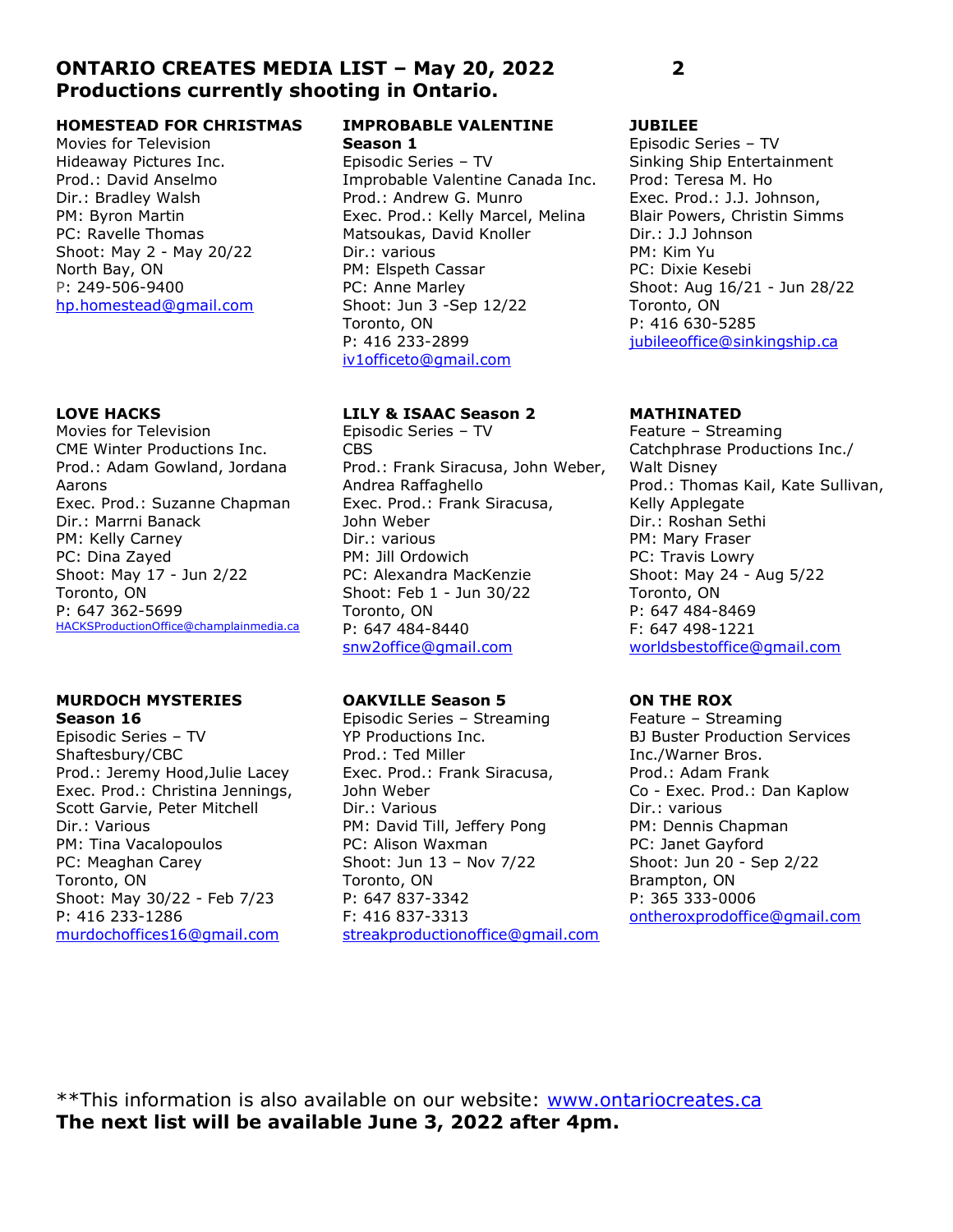# ONTARIO CREATES MEDIA LIST – May 20, 2022
**Productions currently shooting in Ontario.**

**HOMESTEAD FOR CHRISTMAS**
Movies for Television
Hideaway Pictures Inc.
Prod.: David Anselmo
Dir.: Bradley Walsh
PM: Byron Martin
PC: Ravelle Thomas
Shoot: May 2 - May 20/22
North Bay, ON
P: 249-506-9400
hp.homestead@gmail.com

**IMPROBABLE VALENTINE**
**Season 1**
Episodic Series – TV
Improbable Valentine Canada Inc.
Prod.: Andrew G. Munro
Exec. Prod.: Kelly Marcel, Melina Matsoukas, David Knoller
Dir.: various
PM: Elspeth Cassar
PC: Anne Marley
Shoot: Jun 3 -Sep 12/22
Toronto, ON
P: 416 233-2899
iv1officeto@gmail.com

**JUBILEE**
Episodic Series – TV
Sinking Ship Entertainment
Prod: Teresa M. Ho
Exec. Prod.: J.J. Johnson, Blair Powers, Christin Simms
Dir.: J.J Johnson
PM: Kim Yu
PC: Dixie Kesebi
Shoot: Aug 16/21 - Jun 28/22
Toronto, ON
P: 416 630-5285
jubileeoffice@sinkingship.ca

**LOVE HACKS**
Movies for Television
CME Winter Productions Inc.
Prod.: Adam Gowland, Jordana Aarons
Exec. Prod.: Suzanne Chapman
Dir.: Marrni Banack
PM: Kelly Carney
PC: Dina Zayed
Shoot: May 17 - Jun 2/22
Toronto, ON
P: 647 362-5699
HACKSProductionOffice@champlainmedia.ca

**LILY & ISAAC Season 2**
Episodic Series – TV
CBS
Prod.: Frank Siracusa, John Weber, Andrea Raffaghello
Exec. Prod.: Frank Siracusa, John Weber
Dir.: various
PM: Jill Ordowich
PC: Alexandra MacKenzie
Shoot: Feb 1 - Jun 30/22
Toronto, ON
P: 647 484-8440
snw2office@gmail.com

**MATHINATED**
Feature – Streaming
Catchphrase Productions Inc./ Walt Disney
Prod.: Thomas Kail, Kate Sullivan, Kelly Applegate
Dir.: Roshan Sethi
PM: Mary Fraser
PC: Travis Lowry
Shoot: May 24 - Aug 5/22
Toronto, ON
P: 647 484-8469
F: 647 498-1221
worldsbestoffice@gmail.com

**MURDOCH MYSTERIES**
**Season 16**
Episodic Series – TV
Shaftesbury/CBC
Prod.: Jeremy Hood,Julie Lacey
Exec. Prod.: Christina Jennings, Scott Garvie, Peter Mitchell
Dir.: Various
PM: Tina Vacalopoulos
PC: Meaghan Carey
Toronto, ON
Shoot: May 30/22 - Feb 7/23
P: 416 233-1286
murdochoffices16@gmail.com

**OAKVILLE Season 5**
Episodic Series – Streaming
YP Productions Inc.
Prod.: Ted Miller
Exec. Prod.: Frank Siracusa, John Weber
Dir.: Various
PM: David Till, Jeffery Pong
PC: Alison Waxman
Shoot: Jun 13 – Nov 7/22
Toronto, ON
P: 647 837-3342
F: 416 837-3313
streakproductionoffice@gmail.com

**ON THE ROX**
Feature – Streaming
BJ Buster Production Services Inc./Warner Bros.
Prod.: Adam Frank
Co - Exec. Prod.: Dan Kaplow
Dir.: various
PM: Dennis Chapman
PC: Janet Gayford
Shoot: Jun 20 - Sep 2/22
Brampton, ON
P: 365 333-0006
ontheroxprodoffice@gmail.com

**This information is also available on our website: www.ontariocreates.ca
**The next list will be available June 3, 2022 after 4pm.**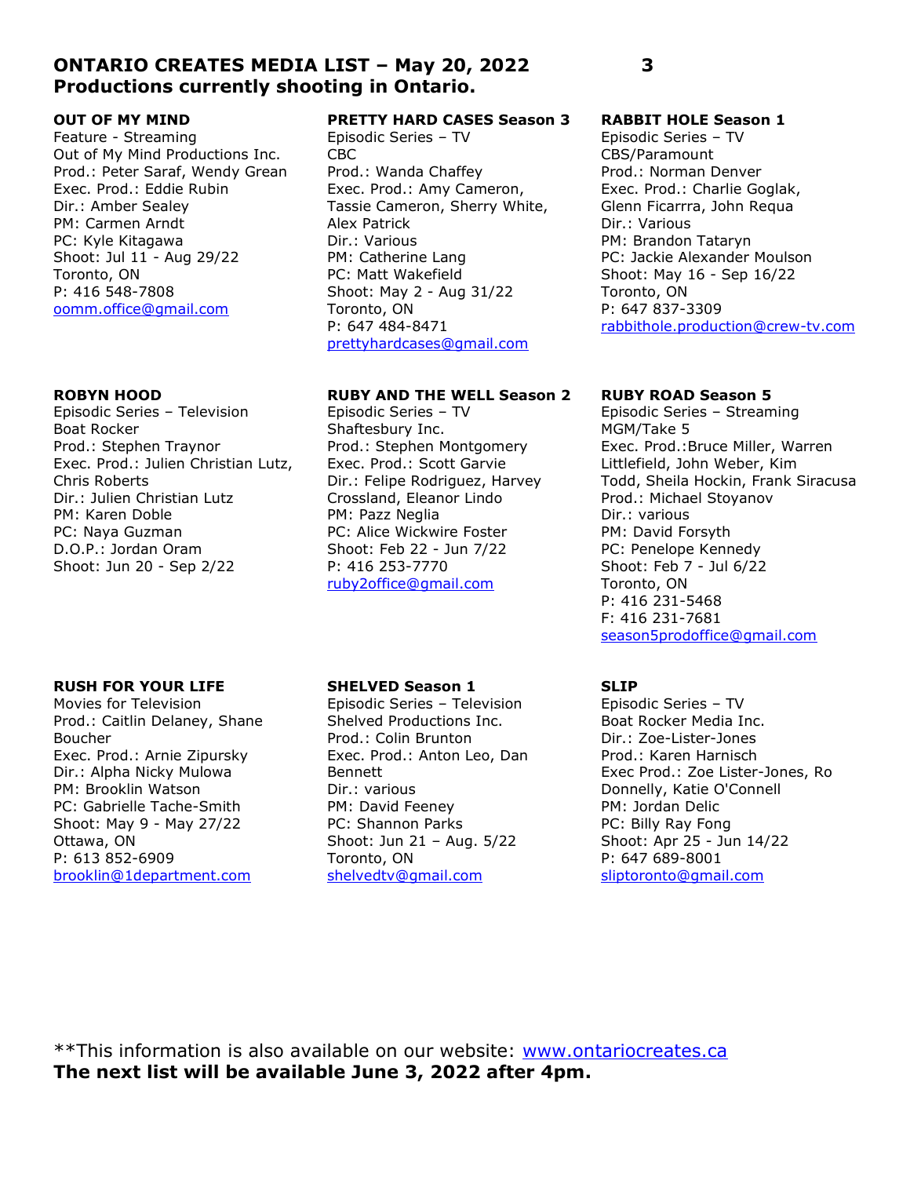## ONTARIO CREATES MEDIA LIST – May 20, 2022
**Productions currently shooting in Ontario.**

**OUT OF MY MIND**
Feature - Streaming
Out of My Mind Productions Inc.
Prod.: Peter Saraf, Wendy Grean
Exec. Prod.: Eddie Rubin
Dir.: Amber Sealey
PM: Carmen Arndt
PC: Kyle Kitagawa
Shoot: Jul 11 - Aug 29/22
Toronto, ON
P: 416 548-7808
oomm.office@gmail.com

**PRETTY HARD CASES Season 3**
Episodic Series – TV
CBC
Prod.: Wanda Chaffey
Exec. Prod.: Amy Cameron, Tassie Cameron, Sherry White, Alex Patrick
Dir.: Various
PM: Catherine Lang
PC: Matt Wakefield
Shoot: May 2 - Aug 31/22
Toronto, ON
P: 647 484-8471
prettyhardcases@gmail.com

**RABBIT HOLE Season 1**
Episodic Series – TV
CBS/Paramount
Prod.: Norman Denver
Exec. Prod.: Charlie Goglak, Glenn Ficarrra, John Requa
Dir.: Various
PM: Brandon Tataryn
PC: Jackie Alexander Moulson
Shoot: May 16 - Sep 16/22
Toronto, ON
P: 647 837-3309
rabbithole.production@crew-tv.com

**ROBYN HOOD**
Episodic Series – Television
Boat Rocker
Prod.: Stephen Traynor
Exec. Prod.: Julien Christian Lutz, Chris Roberts
Dir.: Julien Christian Lutz
PM: Karen Doble
PC: Naya Guzman
D.O.P.: Jordan Oram
Shoot: Jun 20 - Sep 2/22

**RUBY AND THE WELL Season 2**
Episodic Series – TV
Shaftesbury Inc.
Prod.: Stephen Montgomery
Exec. Prod.: Scott Garvie
Dir.: Felipe Rodriguez, Harvey Crossland, Eleanor Lindo
PM: Pazz Neglia
PC: Alice Wickwire Foster
Shoot: Feb 22 - Jun 7/22
P: 416 253-7770
ruby2office@gmail.com

**RUBY ROAD Season 5**
Episodic Series – Streaming
MGM/Take 5
Exec. Prod.:Bruce Miller, Warren Littlefield, John Weber, Kim Todd, Sheila Hockin, Frank Siracusa
Prod.: Michael Stoyanov
Dir.: various
PM: David Forsyth
PC: Penelope Kennedy
Shoot: Feb 7 - Jul 6/22
Toronto, ON
P: 416 231-5468
F: 416 231-7681
season5prodoffice@gmail.com

**RUSH FOR YOUR LIFE**
Movies for Television
Prod.: Caitlin Delaney, Shane Boucher
Exec. Prod.: Arnie Zipursky
Dir.: Alpha Nicky Mulowa
PM: Brooklin Watson
PC: Gabrielle Tache-Smith
Shoot: May 9 - May 27/22
Ottawa, ON
P: 613 852-6909
brooklin@1department.com

**SHELVED Season 1**
Episodic Series – Television
Shelved Productions Inc.
Prod.: Colin Brunton
Exec. Prod.: Anton Leo, Dan Bennett
Dir.: various
PM: David Feeney
PC: Shannon Parks
Shoot: Jun 21 – Aug. 5/22
Toronto, ON
shelvedtv@gmail.com

**SLIP**
Episodic Series – TV
Boat Rocker Media Inc.
Dir.: Zoe-Lister-Jones
Prod.: Karen Harnisch
Exec Prod.: Zoe Lister-Jones, Ro Donnelly, Katie O'Connell
PM: Jordan Delic
PC: Billy Ray Fong
Shoot: Apr 25 - Jun 14/22
P: 647 689-8001
sliptoronto@gmail.com

**This information is also available on our website: www.ontariocreates.ca
**The next list will be available June 3, 2022 after 4pm.**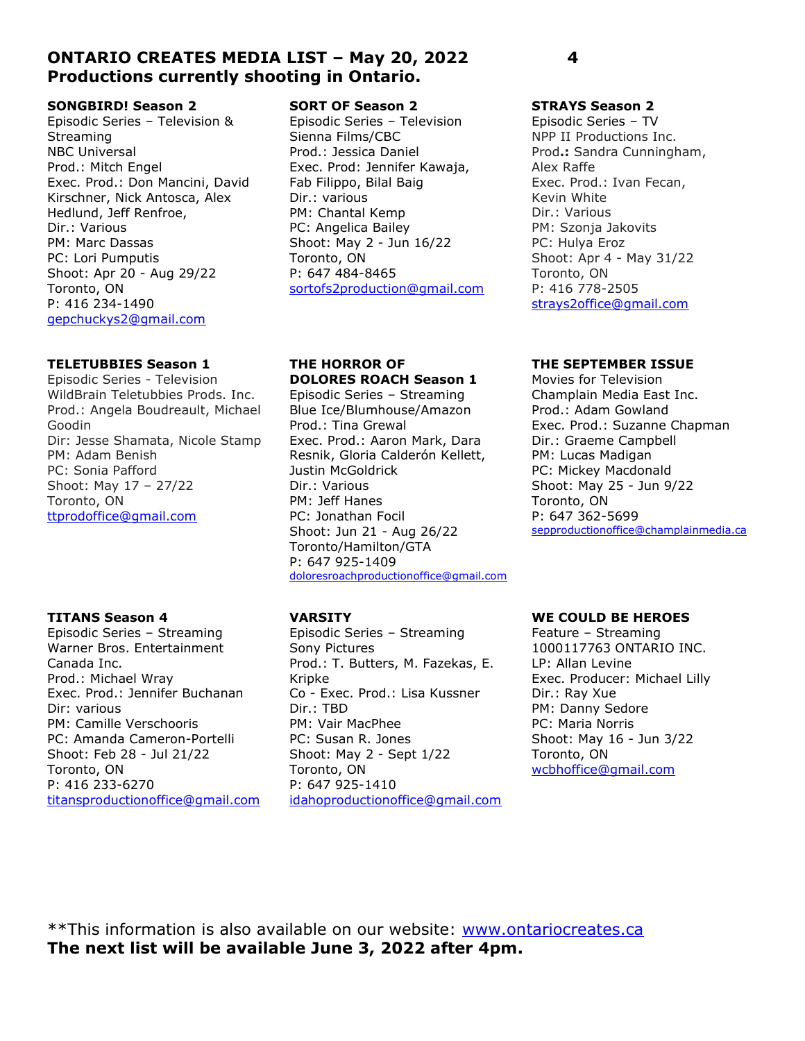## ONTARIO CREATES MEDIA LIST – May 20, 2022
**Productions currently shooting in Ontario.**

**SONGBIRD! Season 2**
Episodic Series – Television & Streaming
NBC Universal
Prod.: Mitch Engel
Exec. Prod.: Don Mancini, David Kirschner, Nick Antosca, Alex Hedlund, Jeff Renfroe,
Dir.: Various
PM: Marc Dassas
PC: Lori Pumputis
Shoot: Apr 20 - Aug 29/22
Toronto, ON
P: 416 234-1490
gepchuckys2@gmail.com

**SORT OF Season 2**
Episodic Series – Television
Sienna Films/CBC
Prod.: Jessica Daniel
Exec. Prod: Jennifer Kawaja, Fab Filippo, Bilal Baig
Dir.: various
PM: Chantal Kemp
PC: Angelica Bailey
Shoot: May 2 - Jun 16/22
Toronto, ON
P: 647 484-8465
sortofs2production@gmail.com

**STRAYS Season 2**
Episodic Series – TV
NPP II Productions Inc.
Prod.: Sandra Cunningham, Alex Raffe
Exec. Prod.: Ivan Fecan, Kevin White
Dir.: Various
PM: Szonja Jakovits
PC: Hulya Eroz
Shoot: Apr 4 - May 31/22
Toronto, ON
P: 416 778-2505
strays2office@gmail.com

**TELETUBBIES Season 1**
Episodic Series - Television
WildBrain Teletubbies Prods. Inc.
Prod.: Angela Boudreault, Michael Goodin
Dir: Jesse Shamata, Nicole Stamp
PM: Adam Benish
PC: Sonia Pafford
Shoot: May 17 – 27/22
Toronto, ON
ttprodoffice@gmail.com

**THE HORROR OF DOLORES ROACH Season 1**
Episodic Series – Streaming
Blue Ice/Blumhouse/Amazon
Prod.: Tina Grewal
Exec. Prod.: Aaron Mark, Dara Resnik, Gloria Calderón Kellett, Justin McGoldrick
Dir.: Various
PM: Jeff Hanes
PC: Jonathan Focil
Shoot: Jun 21 - Aug 26/22
Toronto/Hamilton/GTA
P: 647 925-1409
doloresroachproductionoffice@gmail.com

**THE SEPTEMBER ISSUE**
Movies for Television
Champlain Media East Inc.
Prod.: Adam Gowland
Exec. Prod.: Suzanne Chapman
Dir.: Graeme Campbell
PM: Lucas Madigan
PC: Mickey Macdonald
Shoot: May 25 - Jun 9/22
Toronto, ON
P: 647 362-5699
sepproductionoffice@champlainmedia.ca

**TITANS Season 4**
Episodic Series – Streaming
Warner Bros. Entertainment Canada Inc.
Prod.: Michael Wray
Exec. Prod.: Jennifer Buchanan
Dir: various
PM: Camille Verschooris
PC: Amanda Cameron-Portelli
Shoot: Feb 28 - Jul 21/22
Toronto, ON
P: 416 233-6270
titansproductionoffice@gmail.com

**VARSITY**
Episodic Series – Streaming
Sony Pictures
Prod.: T. Butters, M. Fazekas, E. Kripke
Co - Exec. Prod.: Lisa Kussner
Dir.: TBD
PM: Vair MacPhee
PC: Susan R. Jones
Shoot: May 2 - Sept 1/22
Toronto, ON
P: 647 925-1410
idahoproductionoffice@gmail.com

**WE COULD BE HEROES**
Feature – Streaming
1000117763 ONTARIO INC.
LP: Allan Levine
Exec. Producer: Michael Lilly
Dir.: Ray Xue
PM: Danny Sedore
PC: Maria Norris
Shoot: May 16 - Jun 3/22
Toronto, ON
wcbhoffice@gmail.com

**This information is also available on our website: www.ontariocreates.ca
**The next list will be available June 3, 2022 after 4pm.**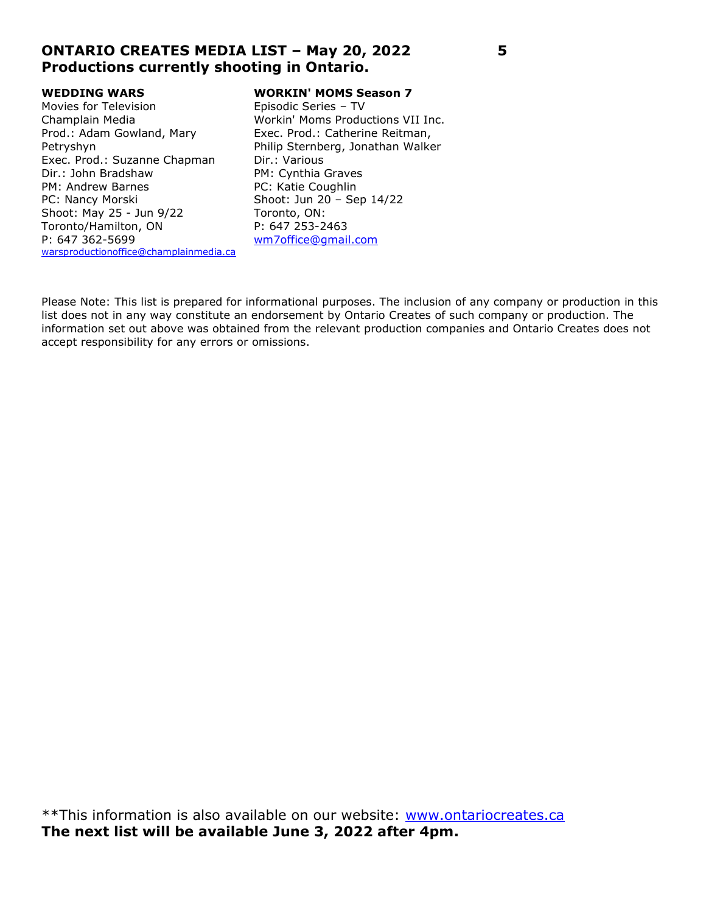# ONTARIO CREATES MEDIA LIST – May 20, 2022
## Productions currently shooting in Ontario.

**WEDDING WARS**
Movies for Television
Champlain Media
Prod.: Adam Gowland, Mary Petryshyn
Exec. Prod.: Suzanne Chapman
Dir.: John Bradshaw
PM: Andrew Barnes
PC: Nancy Morski
Shoot: May 25 - Jun 9/22
Toronto/Hamilton, ON
P: 647 362-5699
warsproductionoffice@champlainmedia.ca

**WORKIN' MOMS Season 7**
Episodic Series – TV
Workin' Moms Productions VII Inc.
Exec. Prod.: Catherine Reitman, Philip Sternberg, Jonathan Walker
Dir.: Various
PM: Cynthia Graves
PC: Katie Coughlin
Shoot: Jun 20 – Sep 14/22
Toronto, ON:
P: 647 253-2463
wm7office@gmail.com

Please Note: This list is prepared for informational purposes. The inclusion of any company or production in this list does not in any way constitute an endorsement by Ontario Creates of such company or production. The information set out above was obtained from the relevant production companies and Ontario Creates does not accept responsibility for any errors or omissions.

**This information is also available on our website: www.ontariocreates.ca
**The next list will be available June 3, 2022 after 4pm.**